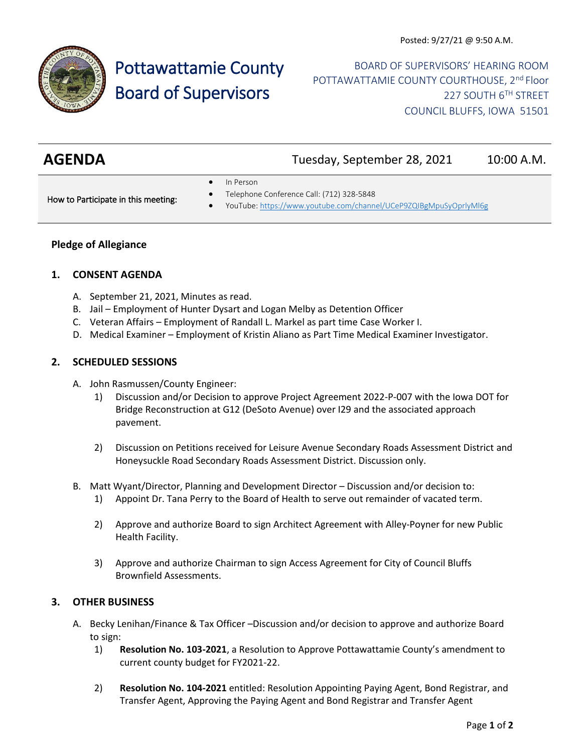Posted: 9/27/21 @ 9:50 A.M.

# Pottawattamie County Board of Supervisors

BOARD OF SUPERVISORS' HEARING ROOM
POTTAWATTAMIE COUNTY COURTHOUSE, 2nd Floor
227 SOUTH 6TH STREET
COUNCIL BLUFFS, IOWA 51501

## AGENDA — Tuesday, September 28, 2021 — 10:00 A.M.

How to Participate in this meeting:

- In Person
- Telephone Conference Call: (712) 328-5848
- YouTube: https://www.youtube.com/channel/UCeP9ZQIBgMpuSyOprlyMl6g

**Pledge of Allegiance**

### 1. CONSENT AGENDA

A. September 21, 2021, Minutes as read.
B. Jail – Employment of Hunter Dysart and Logan Melby as Detention Officer
C. Veteran Affairs – Employment of Randall L. Markel as part time Case Worker I.
D. Medical Examiner – Employment of Kristin Aliano as Part Time Medical Examiner Investigator.

### 2. SCHEDULED SESSIONS

A. John Rasmussen/County Engineer:
   1) Discussion and/or Decision to approve Project Agreement 2022-P-007 with the Iowa DOT for Bridge Reconstruction at G12 (DeSoto Avenue) over I29 and the associated approach pavement.

   2) Discussion on Petitions received for Leisure Avenue Secondary Roads Assessment District and Honeysuckle Road Secondary Roads Assessment District. Discussion only.

B. Matt Wyant/Director, Planning and Development Director – Discussion and/or decision to:
   1) Appoint Dr. Tana Perry to the Board of Health to serve out remainder of vacated term.

   2) Approve and authorize Board to sign Architect Agreement with Alley-Poyner for new Public Health Facility.

   3) Approve and authorize Chairman to sign Access Agreement for City of Council Bluffs Brownfield Assessments.

### 3. OTHER BUSINESS

A. Becky Lenihan/Finance & Tax Officer –Discussion and/or decision to approve and authorize Board to sign:
   1) **Resolution No. 103-2021**, a Resolution to Approve Pottawattamie County's amendment to current county budget for FY2021-22.

   2) **Resolution No. 104-2021** entitled: Resolution Appointing Paying Agent, Bond Registrar, and Transfer Agent, Approving the Paying Agent and Bond Registrar and Transfer Agent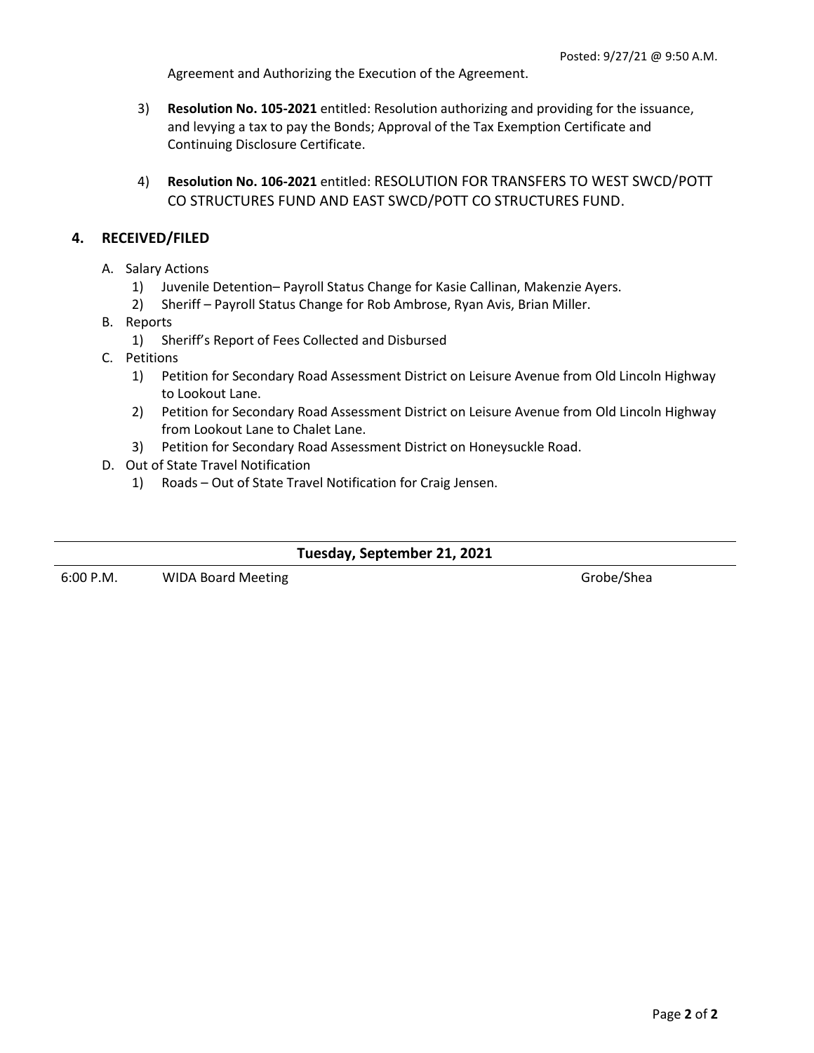Agreement and Authorizing the Execution of the Agreement.

3) **Resolution No. 105-2021** entitled: Resolution authorizing and providing for the issuance, and levying a tax to pay the Bonds; Approval of the Tax Exemption Certificate and Continuing Disclosure Certificate.

4) **Resolution No. 106-2021** entitled: RESOLUTION FOR TRANSFERS TO WEST SWCD/POTT CO STRUCTURES FUND AND EAST SWCD/POTT CO STRUCTURES FUND.

## 4. RECEIVED/FILED

A. Salary Actions
   1) Juvenile Detention– Payroll Status Change for Kasie Callinan, Makenzie Ayers.
   2) Sheriff – Payroll Status Change for Rob Ambrose, Ryan Avis, Brian Miller.

B. Reports
   1) Sheriff's Report of Fees Collected and Disbursed

C. Petitions
   1) Petition for Secondary Road Assessment District on Leisure Avenue from Old Lincoln Highway to Lookout Lane.
   2) Petition for Secondary Road Assessment District on Leisure Avenue from Old Lincoln Highway from Lookout Lane to Chalet Lane.
   3) Petition for Secondary Road Assessment District on Honeysuckle Road.

D. Out of State Travel Notification
   1) Roads – Out of State Travel Notification for Craig Jensen.

| Tuesday, September 21, 2021 | | |
|---|---|---|
| 6:00 P.M. | WIDA Board Meeting | Grobe/Shea |